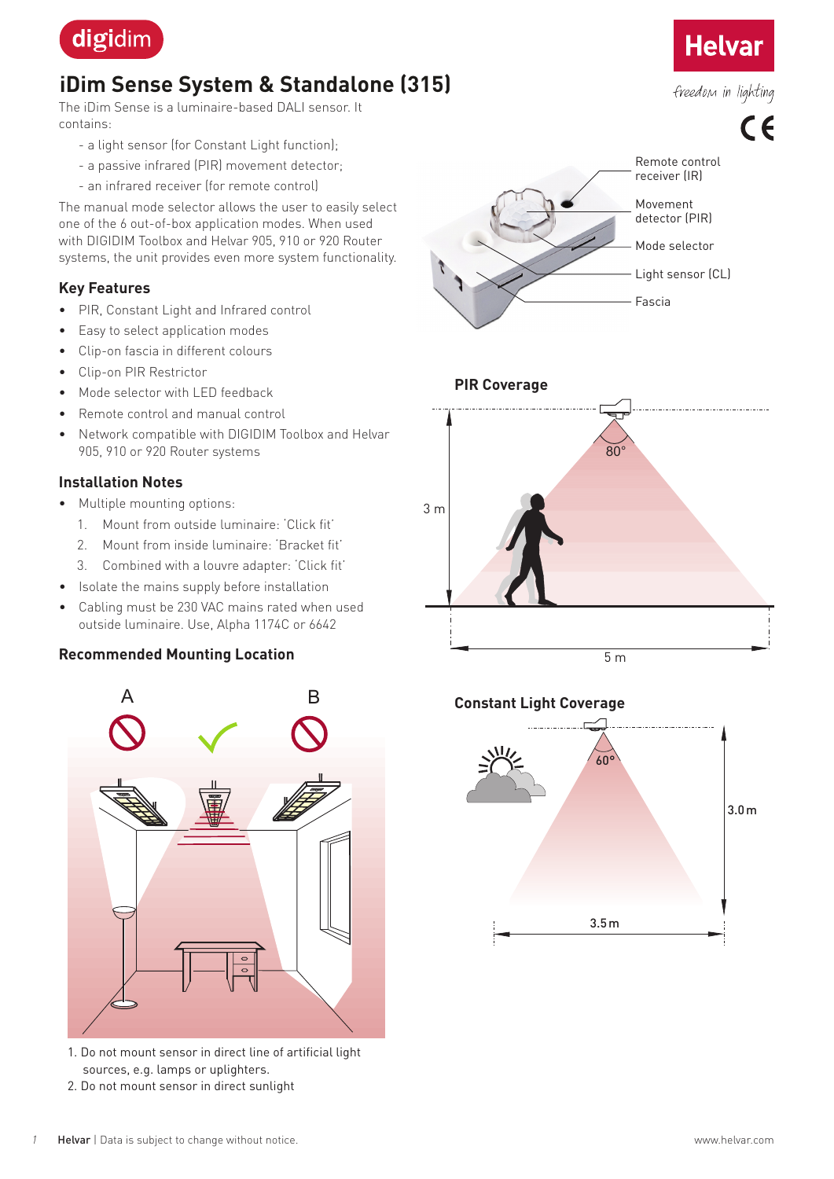digidim

# iDim Sense System & Standalone (315)

Helvar

*freedom in lighting*

The iDim Sense is a luminaire-based DALI sensor. It contains:

- a light sensor (for Constant Light function);
- a passive infrared (PIR) movement detector;
- an infrared receiver (for remote control)

The manual mode selector allows the user to easily select one of the 6 out-of-box application modes. When used with DIGIDIM Toolbox and Helvar 905, 910 or 920 Router systems, the unit provides even more system functionality.

Remote control receiver (IR)

Movement detector (PIR)

Mode selector

Light sensor (CL)

Fascia

## Key Features

- PIR, Constant Light and Infrared control
- Easy to select application modes
- Clip-on fascia in different colours
- Clip-on PIR Restrictor
- Mode selector with LED feedback
- Remote control and manual control
- Network compatible with DIGIDIM Toolbox and Helvar 905, 910 or 920 Router systems

## Installation Notes

- Multiple mounting options:
  1. Mount from outside luminaire: 'Click fit'
  2. Mount from inside luminaire: 'Bracket fit'
  3. Combined with a louvre adapter: 'Click fit'
- Isolate the mains supply before installation
- Cabling must be 230 VAC mains rated when used outside luminaire. Use, Alpha 1174C or 6642

## PIR Coverage

80°

3 m

5 m

## Constant Light Coverage

60°

3.0 m

3.5 m

## Recommended Mounting Location

A

B

1. Do not mount sensor in direct line of artificial light sources, e.g. lamps or uplighters.
2. Do not mount sensor in direct sunlight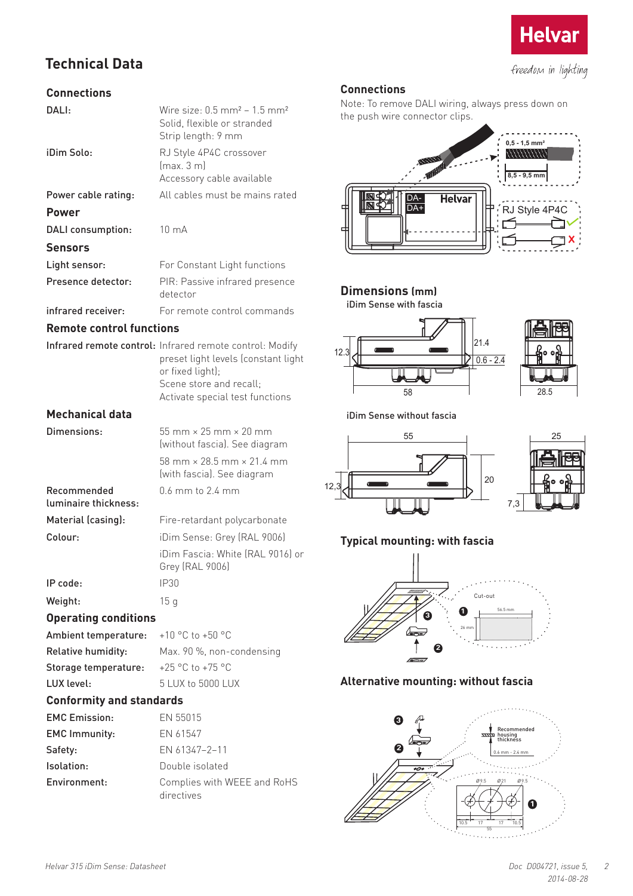# Technical Data

## Connections

| | |
|---|---|
| DALI: | Wire size: 0.5 mm² – 1.5 mm²<br>Solid, flexible or stranded<br>Strip length: 9 mm |
| iDim Solo: | RJ Style 4P4C crossover (max. 3 m)<br>Accessory cable available |
| Power cable rating: | All cables must be mains rated |

## Power

| | |
|---|---|
| DALI consumption: | 10 mA |

## Sensors

| | |
|---|---|
| Light sensor: | For Constant Light functions |
| Presence detector: | PIR: Passive infrared presence detector |
| infrared receiver: | For remote control commands |

## Remote control functions

| | |
|---|---|
| **Infrared remote control:** | Infrared remote control: Modify preset light levels (constant light or fixed light);<br>Scene store and recall;<br>Activate special test functions |

## Mechanical data

| | |
|---|---|
| Dimensions: | 55 mm × 25 mm × 20 mm (without fascia). See diagram<br>58 mm × 28.5 mm × 21.4 mm (with fascia). See diagram |
| Recommended luminaire thickness: | 0.6 mm to 2.4 mm |
| Material (casing): | Fire-retardant polycarbonate |
| Colour: | iDim Sense: Grey (RAL 9006)<br>iDim Fascia: White (RAL 9016) or Grey (RAL 9006) |
| IP code: | IP30 |
| Weight: | 15 g |

## Operating conditions

| | |
|---|---|
| Ambient temperature: | +10 °C to +50 °C |
| Relative humidity: | Max. 90 %, non-condensing |
| Storage temperature: | +25 °C to +75 °C |
| LUX level: | 5 LUX to 5000 LUX |

## Conformity and standards

| | |
|---|---|
| EMC Emission: | EN 55015 |
| EMC Immunity: | EN 61547 |
| Safety: | EN 61347–2–11 |
| Isolation: | Double isolated |
| Environment: | Complies with WEEE and RoHS directives |

## Connections

Note: To remove DALI wiring, always press down on the push wire connector clips.

0,5 - 1,5 mm²
8,5 - 9,5 mm
DA-
DA+
Helvar
RJ Style 4P4C

## Dimensions (mm)

iDim Sense with fascia

12.3
21.4
0.6 - 2.4
58
28.5

iDim Sense without fascia

55
12,3
20
25
7,3

## Typical mounting: with fascia

Cut-out
56.5 mm
26 mm

## Alternative mounting: without fascia

Recommended housing thickness
0.6 mm - 2.4 mm
Ø9.5 Ø21 Ø9.5
10.5 17 17 10.5
55

*Helvar 315 iDim Sense: Datasheet*

*Doc D004721, issue 5, 2014-08-28*